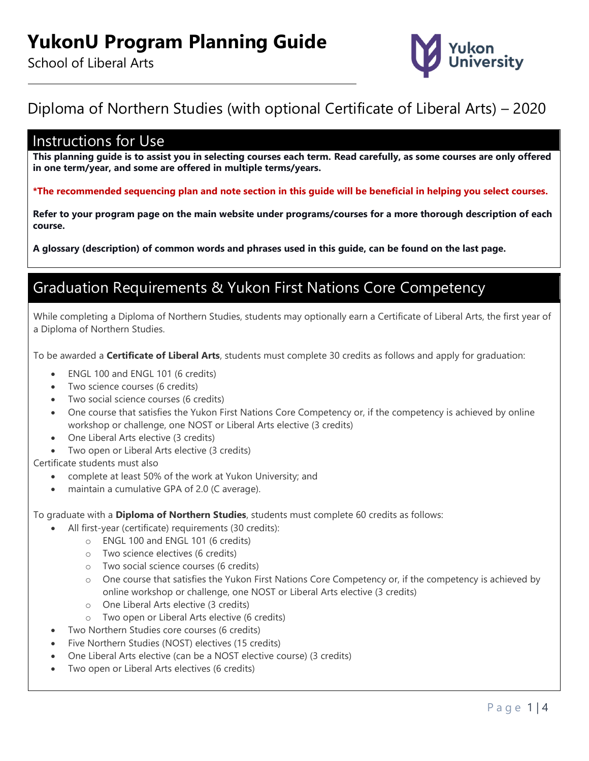# YukonU Program Planning Guide

School of Liberal Arts

## Diploma of Northern Studies (with optional Certificate of Liberal Arts) – 2020

## Instructions for Use

**This planning guide is to assist you in selecting courses each term. Read carefully, as some courses are only offered in one term/year, and some are offered in multiple terms/years.**

***The recommended sequencing plan and note section in this guide will be beneficial in helping you select courses.**

**Refer to your program page on the main website under programs/courses for a more thorough description of each course.**

**A glossary (description) of common words and phrases used in this guide, can be found on the last page.**

## Graduation Requirements & Yukon First Nations Core Competency

While completing a Diploma of Northern Studies, students may optionally earn a Certificate of Liberal Arts, the first year of a Diploma of Northern Studies.

To be awarded a **Certificate of Liberal Arts**, students must complete 30 credits as follows and apply for graduation:

- ENGL 100 and ENGL 101 (6 credits)
- Two science courses (6 credits)
- Two social science courses (6 credits)
- One course that satisfies the Yukon First Nations Core Competency or, if the competency is achieved by online workshop or challenge, one NOST or Liberal Arts elective (3 credits)
- One Liberal Arts elective (3 credits)
- Two open or Liberal Arts elective (3 credits)

Certificate students must also

- complete at least 50% of the work at Yukon University; and
- maintain a cumulative GPA of 2.0 (C average).

To graduate with a **Diploma of Northern Studies**, students must complete 60 credits as follows:

- All first-year (certificate) requirements (30 credits):
  - ENGL 100 and ENGL 101 (6 credits)
  - Two science electives (6 credits)
  - Two social science courses (6 credits)
  - One course that satisfies the Yukon First Nations Core Competency or, if the competency is achieved by online workshop or challenge, one NOST or Liberal Arts elective (3 credits)
  - One Liberal Arts elective (3 credits)
  - Two open or Liberal Arts elective (6 credits)
- Two Northern Studies core courses (6 credits)
- Five Northern Studies (NOST) electives (15 credits)
- One Liberal Arts elective (can be a NOST elective course) (3 credits)
- Two open or Liberal Arts electives (6 credits)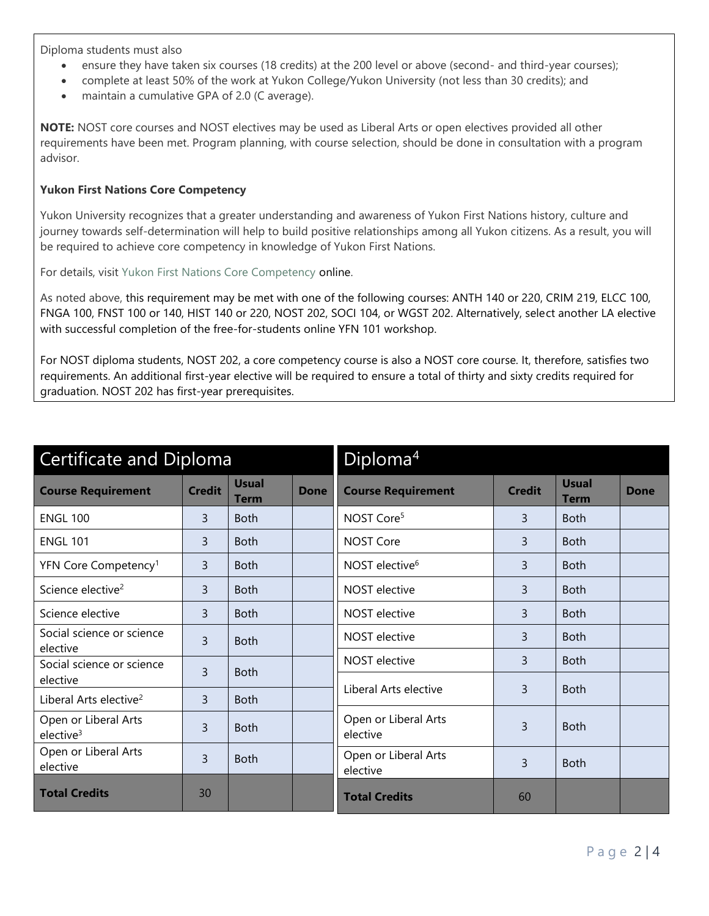Diploma students must also

- ensure they have taken six courses (18 credits) at the 200 level or above (second- and third-year courses);
- complete at least 50% of the work at Yukon College/Yukon University (not less than 30 credits); and
- maintain a cumulative GPA of 2.0 (C average).

**NOTE:** NOST core courses and NOST electives may be used as Liberal Arts or open electives provided all other requirements have been met. Program planning, with course selection, should be done in consultation with a program advisor.

**Yukon First Nations Core Competency**

Yukon University recognizes that a greater understanding and awareness of Yukon First Nations history, culture and journey towards self-determination will help to build positive relationships among all Yukon citizens. As a result, you will be required to achieve core competency in knowledge of Yukon First Nations.

For details, visit Yukon First Nations Core Competency online.

As noted above, this requirement may be met with one of the following courses: ANTH 140 or 220, CRIM 219, ELCC 100, FNGA 100, FNST 100 or 140, HIST 140 or 220, NOST 202, SOCI 104, or WGST 202. Alternatively, select another LA elective with successful completion of the free-for-students online YFN 101 workshop.

For NOST diploma students, NOST 202, a core competency course is also a NOST core course. It, therefore, satisfies two requirements. An additional first-year elective will be required to ensure a total of thirty and sixty credits required for graduation. NOST 202 has first-year prerequisites.

## Certificate and Diploma

| Course Requirement | Credit | Usual Term | Done |
|---|---|---|---|
| ENGL 100 | 3 | Both | |
| ENGL 101 | 3 | Both | |
| YFN Core Competency[1] | 3 | Both | |
| Science elective[2] | 3 | Both | |
| Science elective | 3 | Both | |
| Social science or science elective | 3 | Both | |
| Social science or science elective | 3 | Both | |
| Liberal Arts elective[2] | 3 | Both | |
| Open or Liberal Arts elective[3] | 3 | Both | |
| Open or Liberal Arts elective | 3 | Both | |
| **Total Credits** | 30 | | |

## Diploma[4]

| Course Requirement | Credit | Usual Term | Done |
|---|---|---|---|
| NOST Core[5] | 3 | Both | |
| NOST Core | 3 | Both | |
| NOST elective[6] | 3 | Both | |
| NOST elective | 3 | Both | |
| NOST elective | 3 | Both | |
| NOST elective | 3 | Both | |
| NOST elective | 3 | Both | |
| Liberal Arts elective | 3 | Both | |
| Open or Liberal Arts elective | 3 | Both | |
| Open or Liberal Arts elective | 3 | Both | |
| **Total Credits** | 60 | | |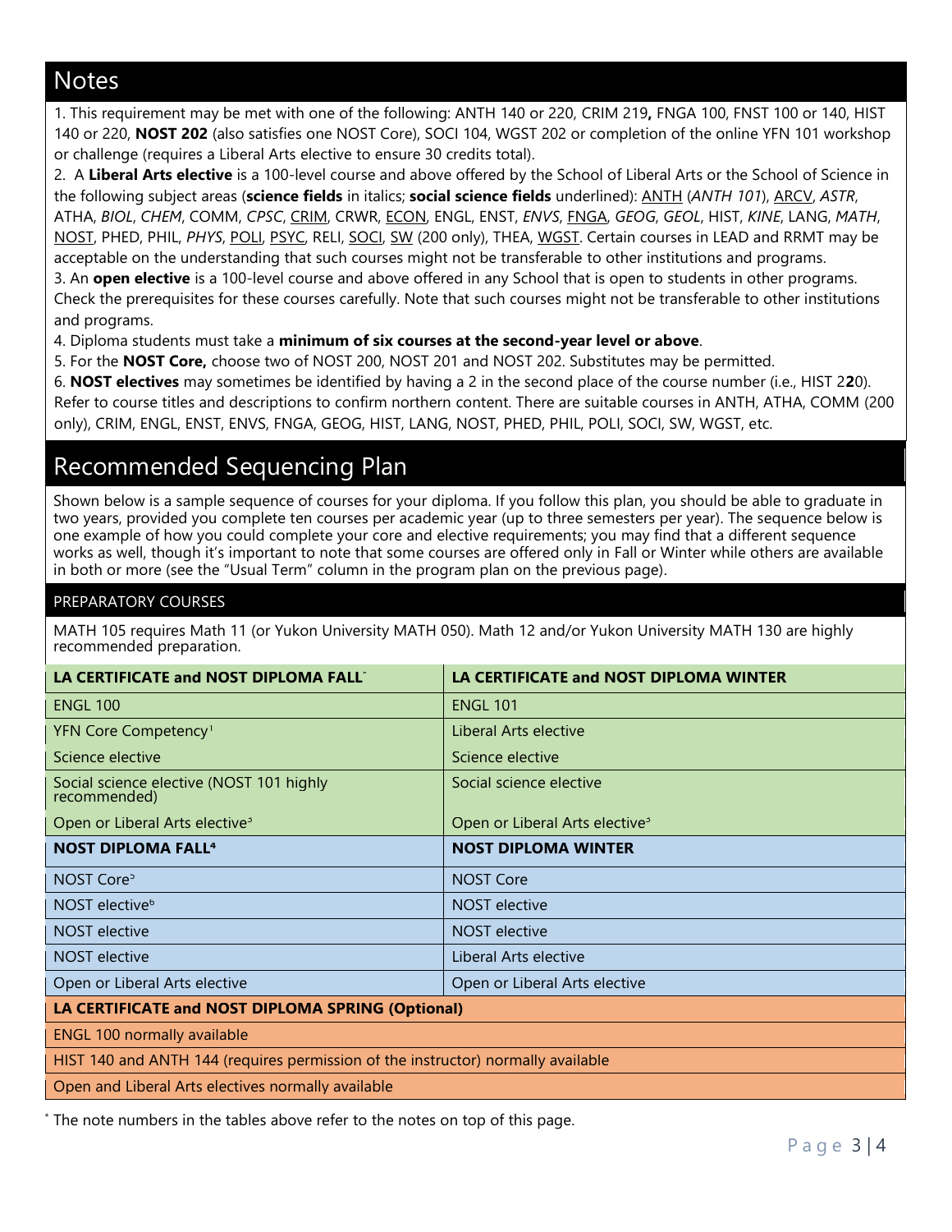## Notes

1. This requirement may be met with one of the following: ANTH 140 or 220, CRIM 219**,** FNGA 100, FNST 100 or 140, HIST 140 or 220, **NOST 202** (also satisfies one NOST Core), SOCI 104, WGST 202 or completion of the online YFN 101 workshop or challenge (requires a Liberal Arts elective to ensure 30 credits total).
2. A **Liberal Arts elective** is a 100-level course and above offered by the School of Liberal Arts or the School of Science in the following subject areas (**science fields** in italics; **social science fields** underlined): <u>ANTH</u> (*ANTH 101*), <u>ARCV</u>, *ASTR*, ATHA, *BIOL*, *CHEM*, COMM, *CPSC*, <u>CRIM</u>, CRWR, <u>ECON</u>, ENGL, ENST, *ENVS*, <u>FNGA</u>, *GEOG*, *GEOL*, HIST, *KINE*, LANG, *MATH*, <u>NOST</u>, PHED, PHIL, *PHYS*, <u>POLI</u>, <u>PSYC</u>, RELI, <u>SOCI</u>, <u>SW</u> (200 only), THEA, <u>WGST</u>. Certain courses in LEAD and RRMT may be acceptable on the understanding that such courses might not be transferable to other institutions and programs.
3. An **open elective** is a 100-level course and above offered in any School that is open to students in other programs. Check the prerequisites for these courses carefully. Note that such courses might not be transferable to other institutions and programs.
4. Diploma students must take a **minimum of six courses at the second-year level or above**.
5. For the **NOST Core,** choose two of NOST 200, NOST 201 and NOST 202. Substitutes may be permitted.
6. **NOST electives** may sometimes be identified by having a 2 in the second place of the course number (i.e., HIST 2**2**0). Refer to course titles and descriptions to confirm northern content. There are suitable courses in ANTH, ATHA, COMM (200 only), CRIM, ENGL, ENST, ENVS, FNGA, GEOG, HIST, LANG, NOST, PHED, PHIL, POLI, SOCI, SW, WGST, etc.

## Recommended Sequencing Plan

Shown below is a sample sequence of courses for your diploma. If you follow this plan, you should be able to graduate in two years, provided you complete ten courses per academic year (up to three semesters per year). The sequence below is one example of how you could complete your core and elective requirements; you may find that a different sequence works as well, though it's important to note that some courses are offered only in Fall or Winter while others are available in both or more (see the "Usual Term" column in the program plan on the previous page).

### PREPARATORY COURSES

MATH 105 requires Math 11 (or Yukon University MATH 050). Math 12 and/or Yukon University MATH 130 are highly recommended preparation.

| **LA CERTIFICATE and NOST DIPLOMA FALL*** | **LA CERTIFICATE and NOST DIPLOMA WINTER** |
|---|---|
| ENGL 100 | ENGL 101 |
| YFN Core Competency[1] | Liberal Arts elective |
| Science elective | Science elective |
| Social science elective (NOST 101 highly recommended) | Social science elective |
| Open or Liberal Arts elective[3] | Open or Liberal Arts elective[3] |
| **NOST DIPLOMA FALL[4]** | **NOST DIPLOMA WINTER** |
| NOST Core[5] | NOST Core |
| NOST elective[6] | NOST elective |
| NOST elective | NOST elective |
| NOST elective | Liberal Arts elective |
| Open or Liberal Arts elective | Open or Liberal Arts elective |
| **LA CERTIFICATE and NOST DIPLOMA SPRING (Optional)** | |
| ENGL 100 normally available | |
| HIST 140 and ANTH 144 (requires permission of the instructor) normally available | |
| Open and Liberal Arts electives normally available | |

\* The note numbers in the tables above refer to the notes on top of this page.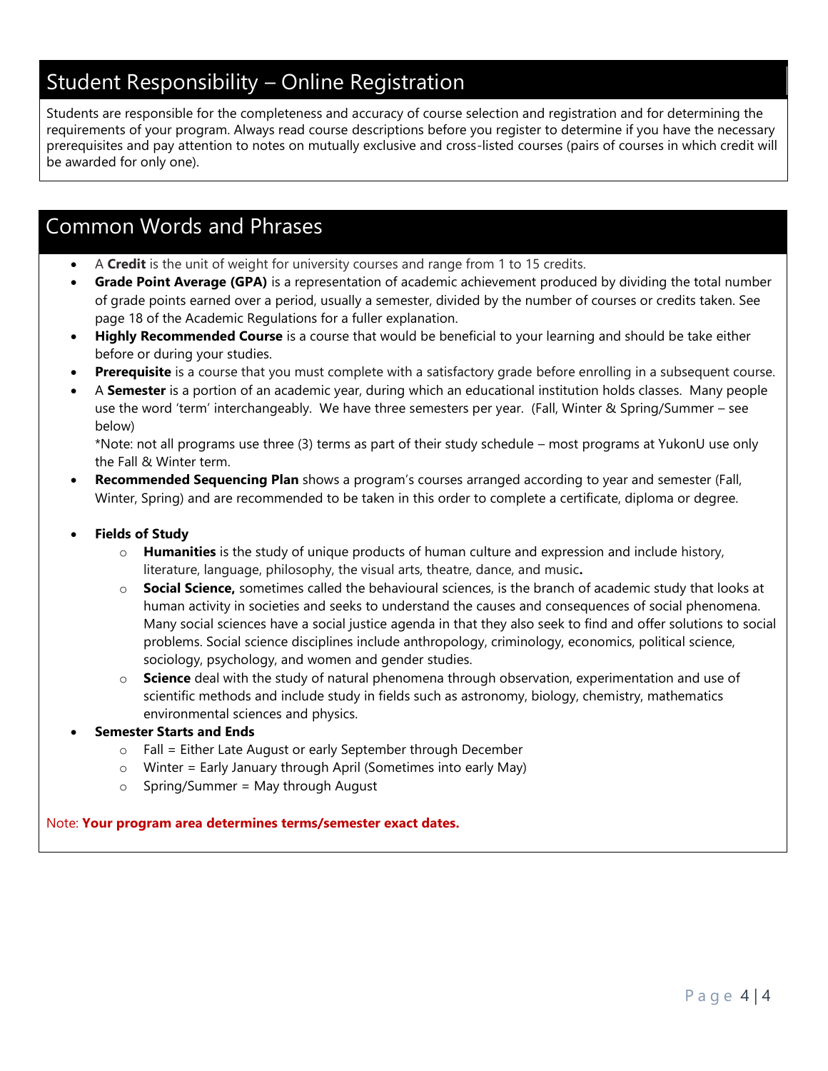## Student Responsibility – Online Registration

Students are responsible for the completeness and accuracy of course selection and registration and for determining the requirements of your program. Always read course descriptions before you register to determine if you have the necessary prerequisites and pay attention to notes on mutually exclusive and cross-listed courses (pairs of courses in which credit will be awarded for only one).

## Common Words and Phrases

- A **Credit** is the unit of weight for university courses and range from 1 to 15 credits.
- **Grade Point Average (GPA)** is a representation of academic achievement produced by dividing the total number of grade points earned over a period, usually a semester, divided by the number of courses or credits taken. See page 18 of the Academic Regulations for a fuller explanation.
- **Highly Recommended Course** is a course that would be beneficial to your learning and should be take either before or during your studies.
- **Prerequisite** is a course that you must complete with a satisfactory grade before enrolling in a subsequent course.
- A **Semester** is a portion of an academic year, during which an educational institution holds classes. Many people use the word 'term' interchangeably. We have three semesters per year. (Fall, Winter & Spring/Summer – see below)

  *Note: not all programs use three (3) terms as part of their study schedule – most programs at YukonU use only the Fall & Winter term.
- **Recommended Sequencing Plan** shows a program's courses arranged according to year and semester (Fall, Winter, Spring) and are recommended to be taken in this order to complete a certificate, diploma or degree.

- **Fields of Study**
  - **Humanities** is the study of unique products of human culture and expression and include history, literature, language, philosophy, the visual arts, theatre, dance, and music**.**
  - **Social Science,** sometimes called the behavioural sciences, is the branch of academic study that looks at human activity in societies and seeks to understand the causes and consequences of social phenomena. Many social sciences have a social justice agenda in that they also seek to find and offer solutions to social problems. Social science disciplines include anthropology, criminology, economics, political science, sociology, psychology, and women and gender studies.
  - **Science** deal with the study of natural phenomena through observation, experimentation and use of scientific methods and include study in fields such as astronomy, biology, chemistry, mathematics environmental sciences and physics.
- **Semester Starts and Ends**
  - Fall = Either Late August or early September through December
  - Winter = Early January through April (Sometimes into early May)
  - Spring/Summer = May through August

Note: **Your program area determines terms/semester exact dates.**